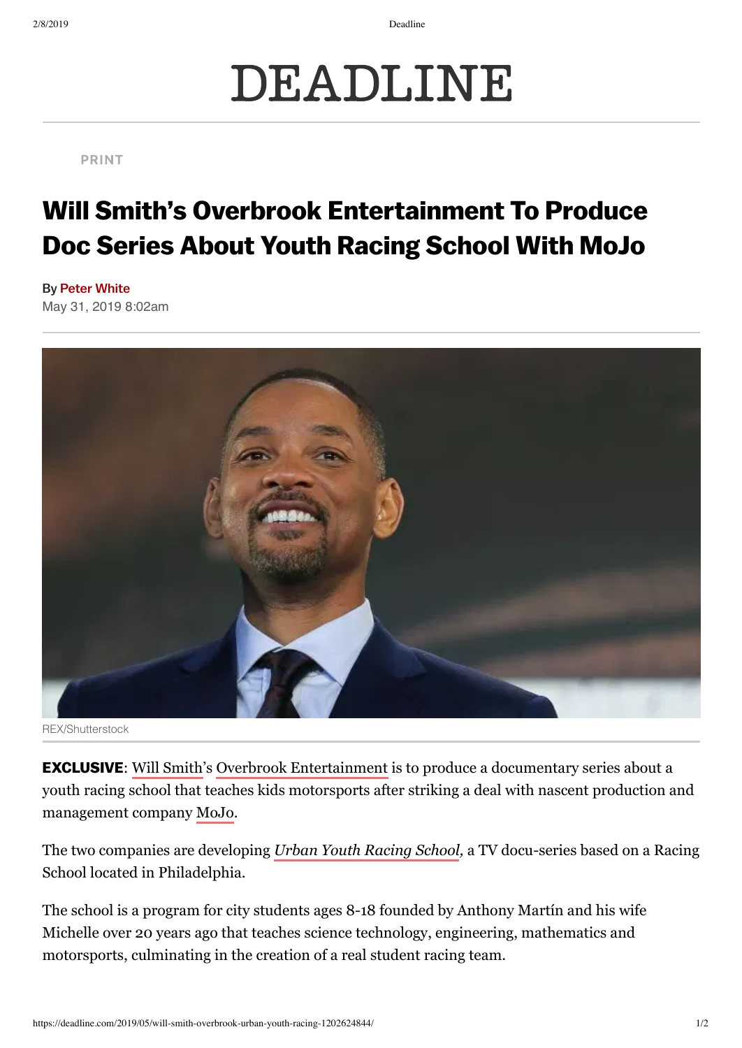# DEADLINE

PRINT

## Will Smith's Overbrook Entertainment To Produce Doc Series About Youth Racing School With MoJo

By Peter White

May 31, 2019 8:02am

REX/Shutterstock

**EXCLUSIVE**: Will Smith's Overbrook Entertainment is to produce a documentary series about a youth racing school that teaches kids motorsports after striking a deal with nascent production and management company MoJo.

The two companies are developing *Urban Youth Racing School,* a TV docu-series based on a Racing School located in Philadelphia.

The school is a program for city students ages 8-18 founded by Anthony Martín and his wife Michelle over 20 years ago that teaches science technology, engineering, mathematics and motorsports, culminating in the creation of a real student racing team.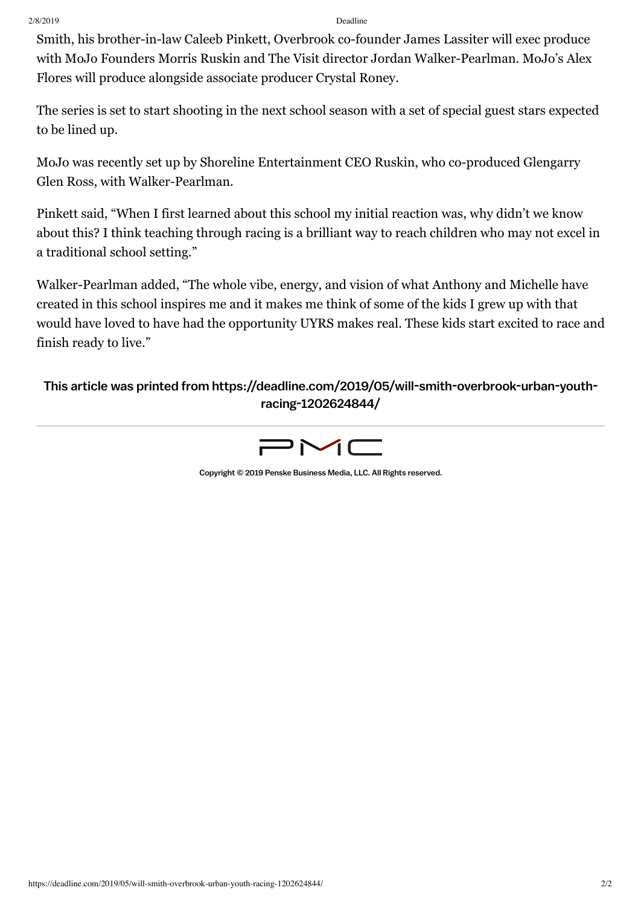Smith, his brother-in-law Caleeb Pinkett, Overbrook co-founder James Lassiter will exec produce with MoJo Founders Morris Ruskin and The Visit director Jordan Walker-Pearlman. MoJo's Alex Flores will produce alongside associate producer Crystal Roney.

The series is set to start shooting in the next school season with a set of special guest stars expected to be lined up.

MoJo was recently set up by Shoreline Entertainment CEO Ruskin, who co-produced Glengarry Glen Ross, with Walker-Pearlman.

Pinkett said, "When I first learned about this school my initial reaction was, why didn't we know about this? I think teaching through racing is a brilliant way to reach children who may not excel in a traditional school setting."

Walker-Pearlman added, "The whole vibe, energy, and vision of what Anthony and Michelle have created in this school inspires me and it makes me think of some of the kids I grew up with that would have loved to have had the opportunity UYRS makes real. These kids start excited to race and finish ready to live."

**This article was printed from https://deadline.com/2019/05/will-smith-overbrook-urban-youth-racing-1202624844/**

---

PMC

Copyright © 2019 Penske Business Media, LLC. All Rights reserved.